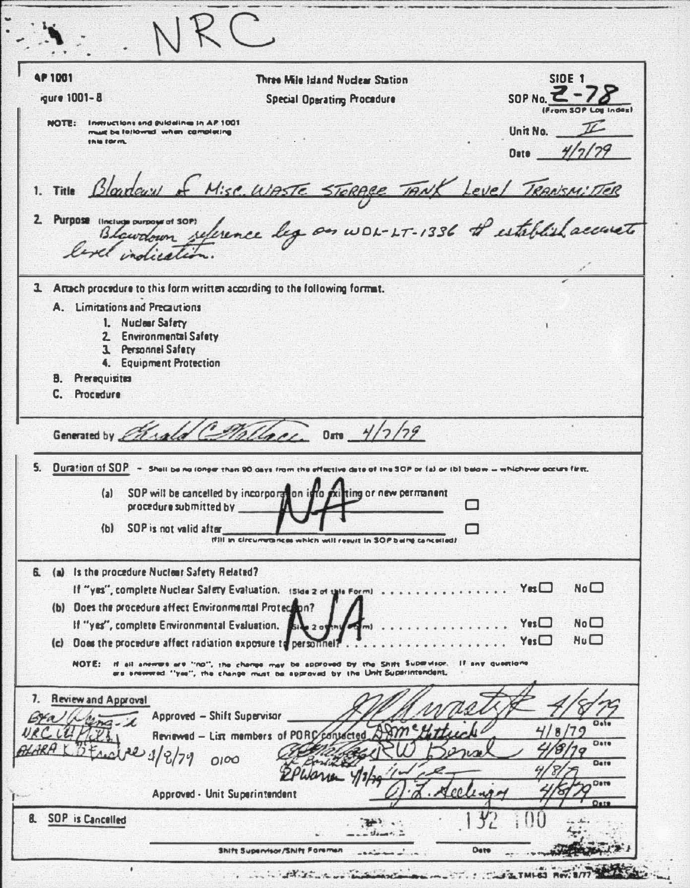NRC

AP 1001
Figure 1001-8

**Three Mile Island Nuclear Station**
**Special Operating Procedure**

SIDE 1
SOP No. Z-78 (From SOP Log Index)

NOTE: Instructions and guidelines in AP 1001 must be followed when completing this form.

Unit No. II

Date 4/7/79

1. Title Blowdown of Misc. Waste Storage Tank Level Transmitter

2. Purpose (Include purpose of SOP) Blowdown reference leg on WDL-LT-1336 to establish accurate level indication.

3. Attach procedure to this form written according to the following format.
   - A. Limitations and Precautions
     1. Nuclear Safety
     2. Environmental Safety
     3. Personnel Safety
     4. Equipment Protection
   - B. Prerequisites
   - C. Procedure

Generated by Gerald C. Wallace Date 4/7/79

5. Duration of SOP – Shall be no longer than 90 days from the effective date of the SOP or (a) or (b) below – whichever occurs first.
   - (a) SOP will be cancelled by incorporation into existing or new permanent procedure submitted by ______ ☐
   - (b) SOP is not valid after ______ ☐ (fill in circumstances which will result in SOP being cancelled)

   NA

6. (a) Is the procedure Nuclear Safety Related?
   If "yes", complete Nuclear Safety Evaluation. (Side 2 of this Form) . . . . . . . . . . . . . . Yes ☐ No ☐
   (b) Does the procedure affect Environmental Protection?
   If "yes", complete Environmental Evaluation. (Side 2 of this Form) . . . . . . . . . . . . . . Yes ☐ No ☐
   (c) Does the procedure affect radiation exposure to personnel? . . . . . . . . . . . . . . Yes ☐ No ☐

   NA

   NOTE: If all answers are "no", the change may be approved by the Shift Supervisor. If any questions are answered "yes", the change must be approved by the Unit Superintendent.

7. Review and Approval

   Approved – Shift Supervisor ______ 4/8/79

   Reviewed – List members of PORC contacted ______ 4/8/79

   ______ RW Bond 4/8/79

   ______ 4/8/79

   EPWarren 4/8/79

   NRC ______ 4/8/79 0100

   Approved - Unit Superintendent J. L. Seelinger 4/8/79

8. SOP is Cancelled ______ Shift Supervisor/Shift Foreman ______ Date

132 100

TMI-63 Rev. 8/77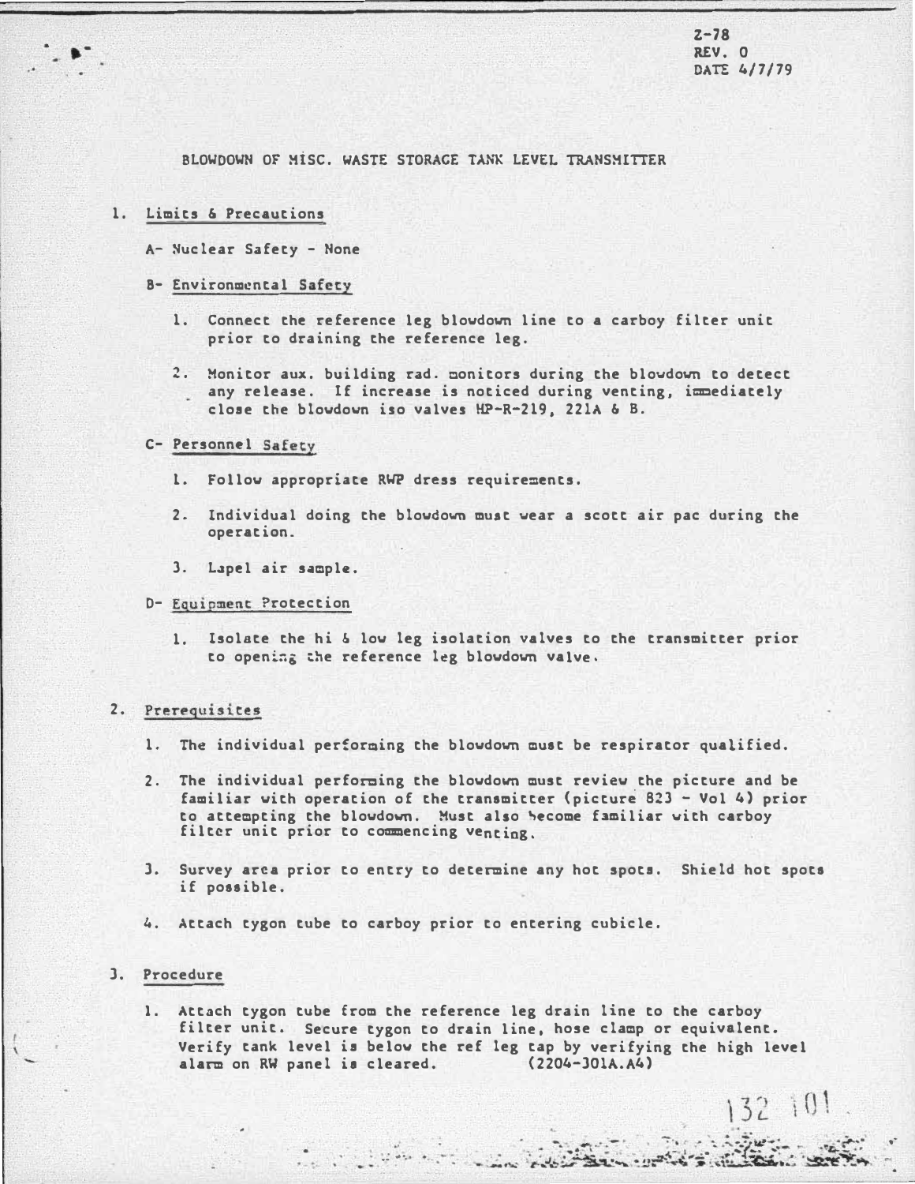Z-78
REV. 0
DATE 4/7/79

BLOWDOWN OF MISC. WASTE STORAGE TANK LEVEL TRANSMITTER

1. Limits & Precautions

   A- Nuclear Safety - None

   B- Environmental Safety

      1. Connect the reference leg blowdown line to a carboy filter unit prior to draining the reference leg.

      2. Monitor aux. building rad. monitors during the blowdown to detect any release. If increase is noticed during venting, immediately close the blowdown iso valves HP-R-219, 221A & B.

   C- Personnel Safety

      1. Follow appropriate RWP dress requirements.

      2. Individual doing the blowdown must wear a scott air pac during the operation.

      3. Lapel air sample.

   D- Equipment Protection

      1. Isolate the hi & low leg isolation valves to the transmitter prior to opening the reference leg blowdown valve.

2. Prerequisites

   1. The individual performing the blowdown must be respirator qualified.

   2. The individual performing the blowdown must review the picture and be familiar with operation of the transmitter (picture 823 - Vol 4) prior to attempting the blowdown. Must also become familiar with carboy filter unit prior to commencing venting.

   3. Survey area prior to entry to determine any hot spots. Shield hot spots if possible.

   4. Attach tygon tube to carboy prior to entering cubicle.

3. Procedure

   1. Attach tygon tube from the reference leg drain line to the carboy filter unit. Secure tygon to drain line, hose clamp or equivalent. Verify tank level is below the ref leg tap by verifying the high level alarm on RW panel is cleared. (2204-301A.A4)

132 101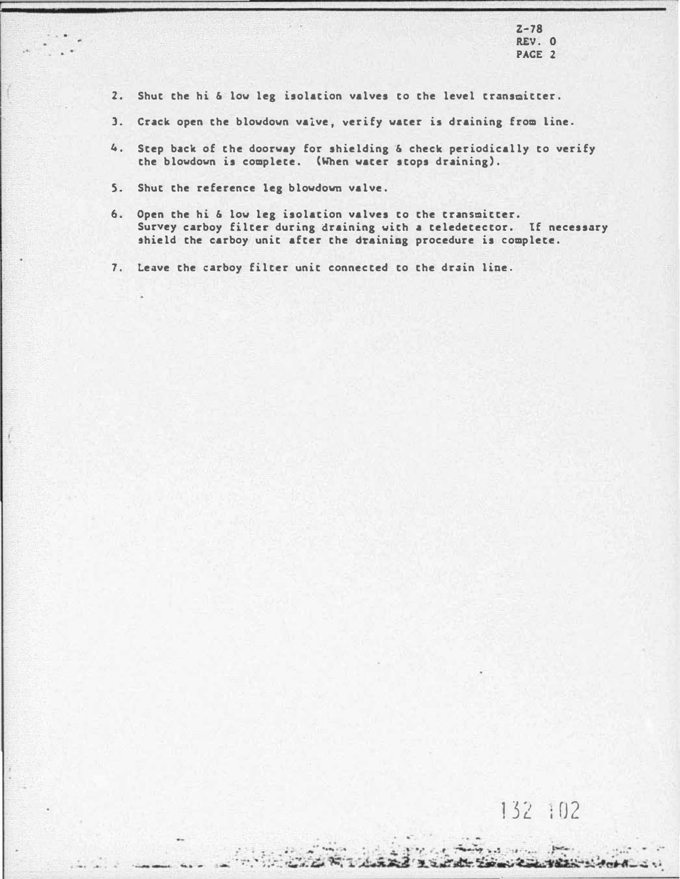2. Shut the hi & low leg isolation valves to the level transmitter.

3. Crack open the blowdown valve, verify water is draining from line.

4. Step back of the doorway for shielding & check periodically to verify the blowdown is complete. (When water stops draining).

5. Shut the reference leg blowdown valve.

6. Open the hi & low leg isolation valves to the transmitter. Survey carboy filter during draining with a teledetector. If necessary shield the carboy unit after the draining procedure is complete.

7. Leave the carboy filter unit connected to the drain line.